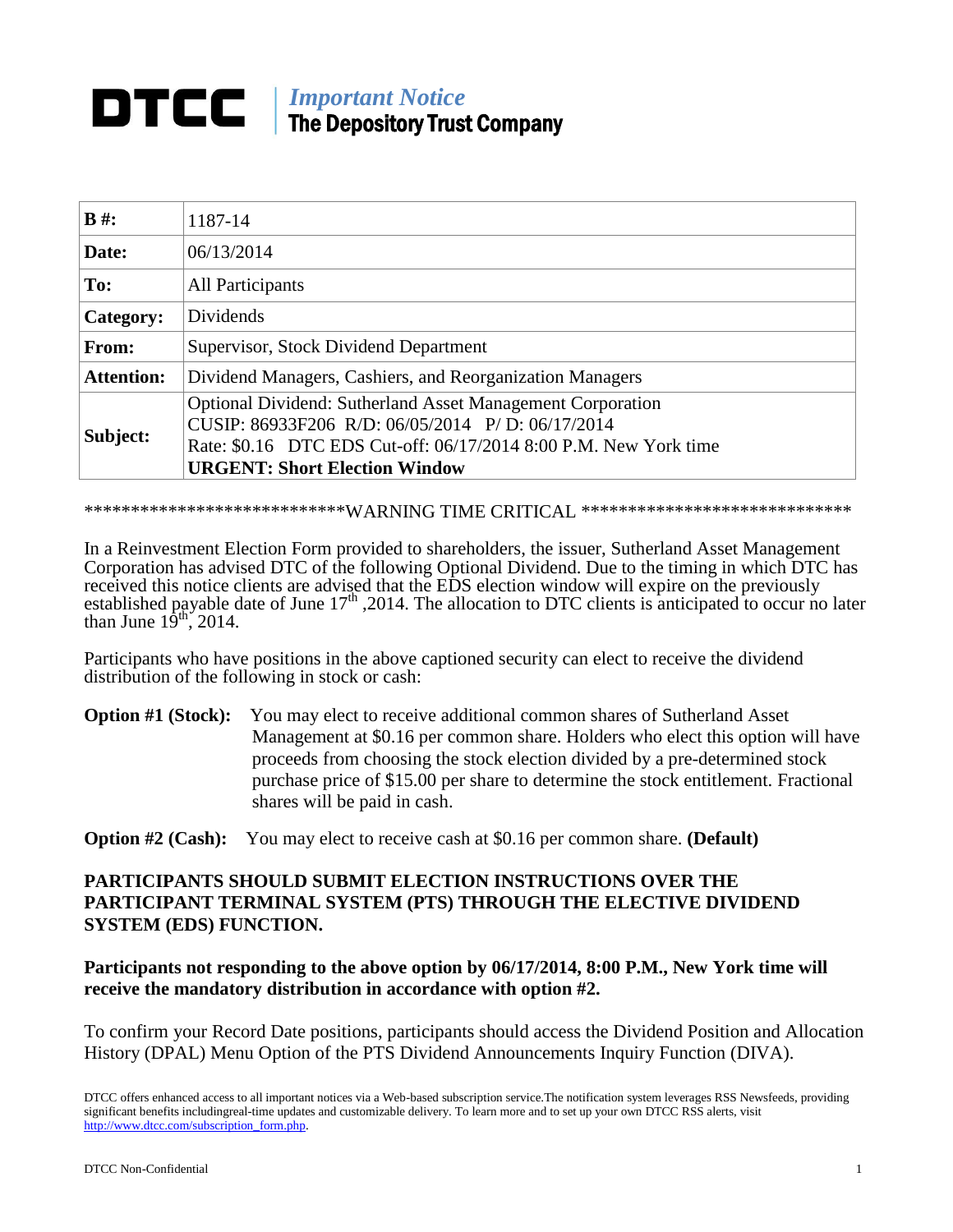# DTCC | *Important Notice*
## The Depository Trust Company

| **B #:** | 1187-14 |
|---|---|
| **Date:** | 06/13/2014 |
| **To:** | All Participants |
| **Category:** | Dividends |
| **From:** | Supervisor, Stock Dividend Department |
| **Attention:** | Dividend Managers, Cashiers, and Reorganization Managers |
| **Subject:** | Optional Dividend: Sutherland Asset Management Corporation<br>CUSIP: 86933F206 R/D: 06/05/2014 P/ D: 06/17/2014<br>Rate: $0.16 DTC EDS Cut-off: 06/17/2014 8:00 P.M. New York time<br>**URGENT: Short Election Window** |

****************************WARNING TIME CRITICAL *****************************

In a Reinvestment Election Form provided to shareholders, the issuer, Sutherland Asset Management Corporation has advised DTC of the following Optional Dividend. Due to the timing in which DTC has received this notice clients are advised that the EDS election window will expire on the previously established payable date of June 17th ,2014. The allocation to DTC clients is anticipated to occur no later than June 19th, 2014.

Participants who have positions in the above captioned security can elect to receive the dividend distribution of the following in stock or cash:

**Option #1 (Stock):** You may elect to receive additional common shares of Sutherland Asset Management at $0.16 per common share. Holders who elect this option will have proceeds from choosing the stock election divided by a pre-determined stock purchase price of $15.00 per share to determine the stock entitlement. Fractional shares will be paid in cash.

**Option #2 (Cash):** You may elect to receive cash at $0.16 per common share. **(Default)**

**PARTICIPANTS SHOULD SUBMIT ELECTION INSTRUCTIONS OVER THE PARTICIPANT TERMINAL SYSTEM (PTS) THROUGH THE ELECTIVE DIVIDEND SYSTEM (EDS) FUNCTION.**

**Participants not responding to the above option by 06/17/2014, 8:00 P.M., New York time will receive the mandatory distribution in accordance with option #2.**

To confirm your Record Date positions, participants should access the Dividend Position and Allocation History (DPAL) Menu Option of the PTS Dividend Announcements Inquiry Function (DIVA).

DTCC offers enhanced access to all important notices via a Web-based subscription service.The notification system leverages RSS Newsfeeds, providing significant benefits includingreal-time updates and customizable delivery. To learn more and to set up your own DTCC RSS alerts, visit http://www.dtcc.com/subscription_form.php.

DTCC Non-Confidential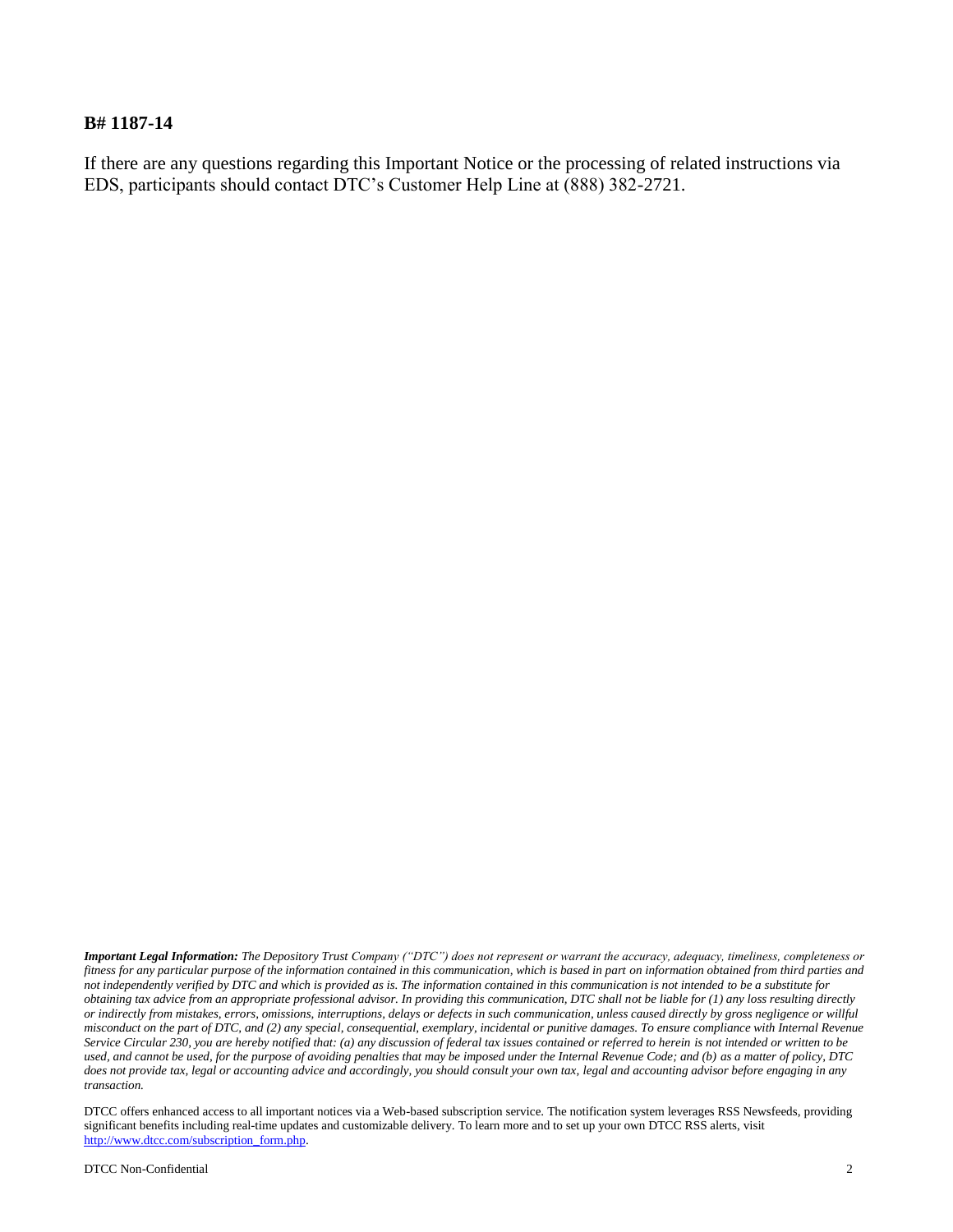**B# 1187-14**

If there are any questions regarding this Important Notice or the processing of related instructions via EDS, participants should contact DTC's Customer Help Line at (888) 382-2721.

***Important Legal Information:*** *The Depository Trust Company ("DTC") does not represent or warrant the accuracy, adequacy, timeliness, completeness or fitness for any particular purpose of the information contained in this communication, which is based in part on information obtained from third parties and not independently verified by DTC and which is provided as is. The information contained in this communication is not intended to be a substitute for obtaining tax advice from an appropriate professional advisor. In providing this communication, DTC shall not be liable for (1) any loss resulting directly or indirectly from mistakes, errors, omissions, interruptions, delays or defects in such communication, unless caused directly by gross negligence or willful misconduct on the part of DTC, and (2) any special, consequential, exemplary, incidental or punitive damages. To ensure compliance with Internal Revenue Service Circular 230, you are hereby notified that: (a) any discussion of federal tax issues contained or referred to herein is not intended or written to be used, and cannot be used, for the purpose of avoiding penalties that may be imposed under the Internal Revenue Code; and (b) as a matter of policy, DTC does not provide tax, legal or accounting advice and accordingly, you should consult your own tax, legal and accounting advisor before engaging in any transaction.*

DTCC offers enhanced access to all important notices via a Web-based subscription service. The notification system leverages RSS Newsfeeds, providing significant benefits including real-time updates and customizable delivery. To learn more and to set up your own DTCC RSS alerts, visit [http://www.dtcc.com/subscription_form.php](http://www.dtcc.com/subscription_form.php).

DTCC Non-Confidential